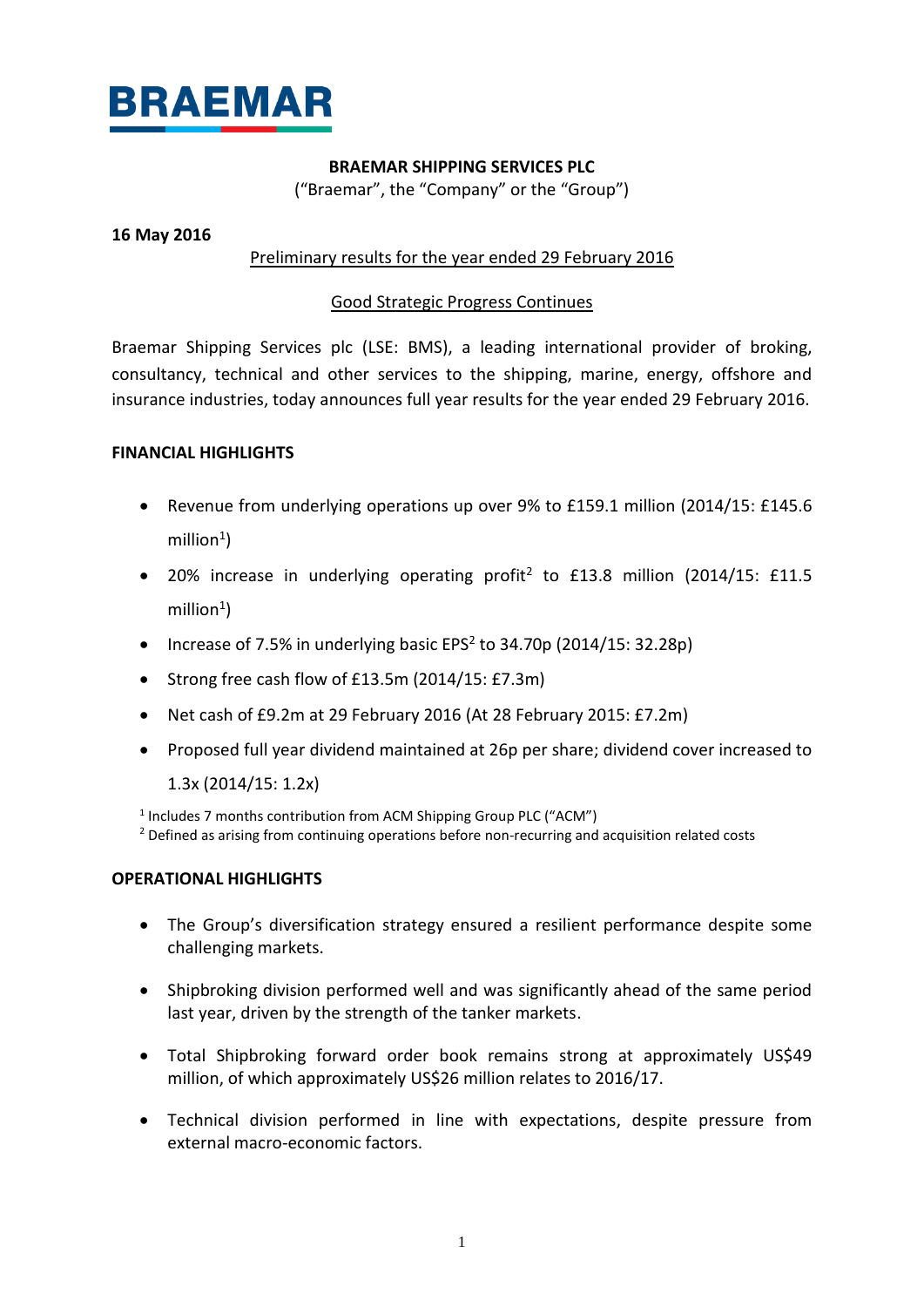BRAEMAR

**BRAEMAR SHIPPING SERVICES PLC**

("Braemar", the "Company" or the "Group")

**16 May 2016**

Preliminary results for the year ended 29 February 2016

Good Strategic Progress Continues

Braemar Shipping Services plc (LSE: BMS), a leading international provider of broking, consultancy, technical and other services to the shipping, marine, energy, offshore and insurance industries, today announces full year results for the year ended 29 February 2016.

## FINANCIAL HIGHLIGHTS

- Revenue from underlying operations up over 9% to £159.1 million (2014/15: £145.6 million[1])
- 20% increase in underlying operating profit[2] to £13.8 million (2014/15: £11.5 million[1])
- Increase of 7.5% in underlying basic EPS[2] to 34.70p (2014/15: 32.28p)
- Strong free cash flow of £13.5m (2014/15: £7.3m)
- Net cash of £9.2m at 29 February 2016 (At 28 February 2015: £7.2m)
- Proposed full year dividend maintained at 26p per share; dividend cover increased to 1.3x (2014/15: 1.2x)

[1] Includes 7 months contribution from ACM Shipping Group PLC ("ACM")
[2] Defined as arising from continuing operations before non-recurring and acquisition related costs

## OPERATIONAL HIGHLIGHTS

- The Group's diversification strategy ensured a resilient performance despite some challenging markets.
- Shipbroking division performed well and was significantly ahead of the same period last year, driven by the strength of the tanker markets.
- Total Shipbroking forward order book remains strong at approximately US$49 million, of which approximately US$26 million relates to 2016/17.
- Technical division performed in line with expectations, despite pressure from external macro-economic factors.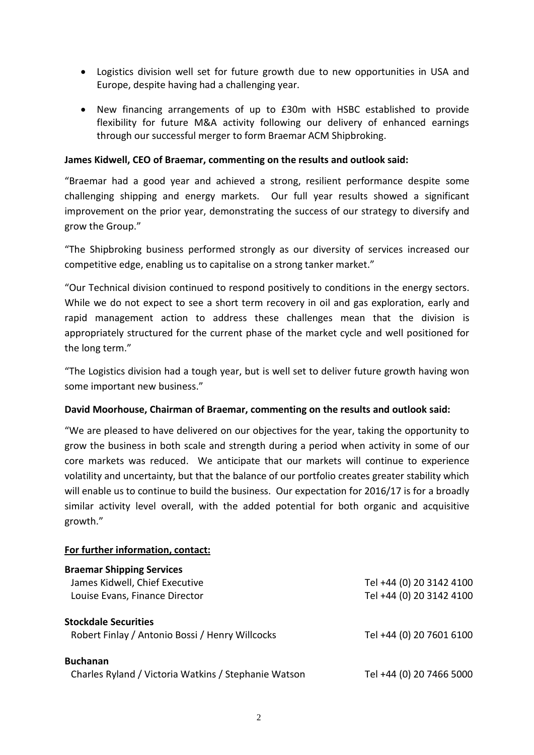- Logistics division well set for future growth due to new opportunities in USA and Europe, despite having had a challenging year.
- New financing arrangements of up to £30m with HSBC established to provide flexibility for future M&A activity following our delivery of enhanced earnings through our successful merger to form Braemar ACM Shipbroking.

**James Kidwell, CEO of Braemar, commenting on the results and outlook said:**

"Braemar had a good year and achieved a strong, resilient performance despite some challenging shipping and energy markets. Our full year results showed a significant improvement on the prior year, demonstrating the success of our strategy to diversify and grow the Group."

"The Shipbroking business performed strongly as our diversity of services increased our competitive edge, enabling us to capitalise on a strong tanker market."

"Our Technical division continued to respond positively to conditions in the energy sectors. While we do not expect to see a short term recovery in oil and gas exploration, early and rapid management action to address these challenges mean that the division is appropriately structured for the current phase of the market cycle and well positioned for the long term."

"The Logistics division had a tough year, but is well set to deliver future growth having won some important new business."

**David Moorhouse, Chairman of Braemar, commenting on the results and outlook said:**

"We are pleased to have delivered on our objectives for the year, taking the opportunity to grow the business in both scale and strength during a period when activity in some of our core markets was reduced. We anticipate that our markets will continue to experience volatility and uncertainty, but that the balance of our portfolio creates greater stability which will enable us to continue to build the business. Our expectation for 2016/17 is for a broadly similar activity level overall, with the added potential for both organic and acquisitive growth."

**For further information, contact:**

**Braemar Shipping Services**

| | |
|---|---|
| James Kidwell, Chief Executive | Tel +44 (0) 20 3142 4100 |
| Louise Evans, Finance Director | Tel +44 (0) 20 3142 4100 |

**Stockdale Securities**

| | |
|---|---|
| Robert Finlay / Antonio Bossi / Henry Willcocks | Tel +44 (0) 20 7601 6100 |

**Buchanan**

| | |
|---|---|
| Charles Ryland / Victoria Watkins / Stephanie Watson | Tel +44 (0) 20 7466 5000 |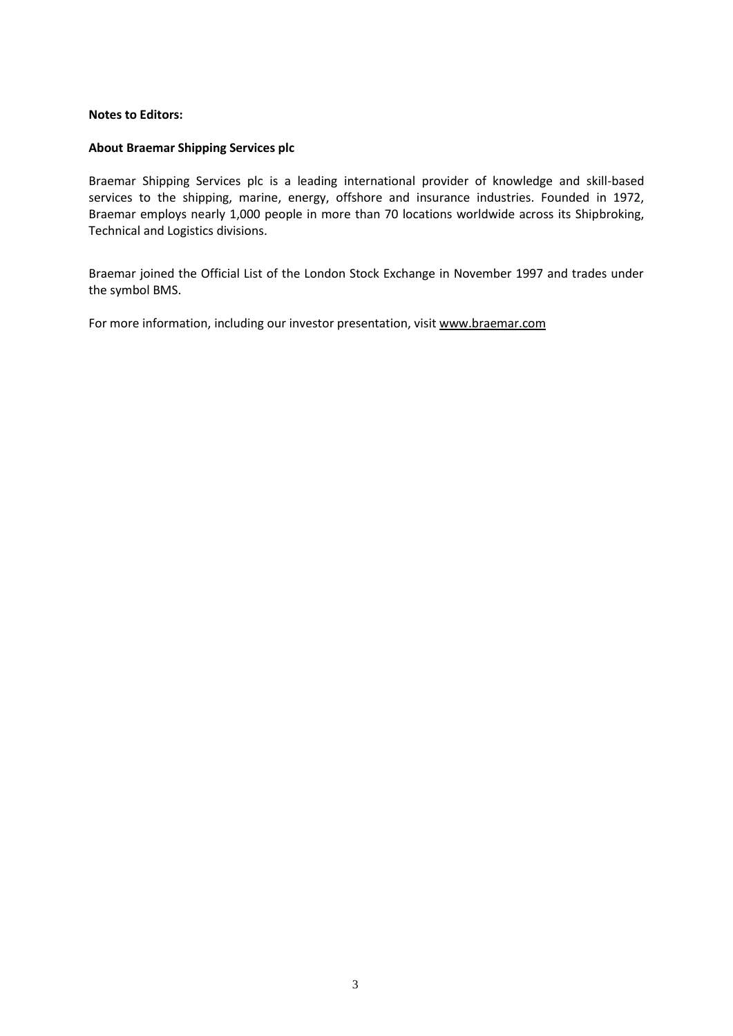**Notes to Editors:**

**About Braemar Shipping Services plc**

Braemar Shipping Services plc is a leading international provider of knowledge and skill-based services to the shipping, marine, energy, offshore and insurance industries. Founded in 1972, Braemar employs nearly 1,000 people in more than 70 locations worldwide across its Shipbroking, Technical and Logistics divisions.

Braemar joined the Official List of the London Stock Exchange in November 1997 and trades under the symbol BMS.

For more information, including our investor presentation, visit www.braemar.com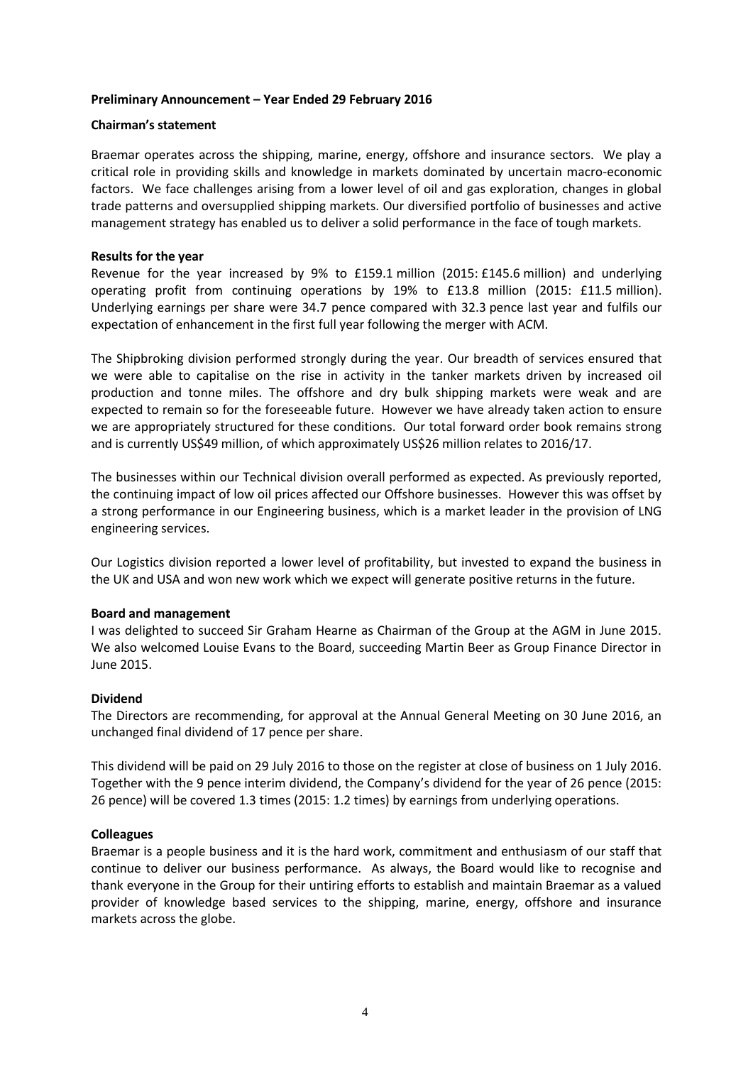**Preliminary Announcement – Year Ended 29 February 2016**

**Chairman's statement**

Braemar operates across the shipping, marine, energy, offshore and insurance sectors. We play a critical role in providing skills and knowledge in markets dominated by uncertain macro-economic factors. We face challenges arising from a lower level of oil and gas exploration, changes in global trade patterns and oversupplied shipping markets. Our diversified portfolio of businesses and active management strategy has enabled us to deliver a solid performance in the face of tough markets.

**Results for the year**

Revenue for the year increased by 9% to £159.1 million (2015: £145.6 million) and underlying operating profit from continuing operations by 19% to £13.8 million (2015: £11.5 million). Underlying earnings per share were 34.7 pence compared with 32.3 pence last year and fulfils our expectation of enhancement in the first full year following the merger with ACM.

The Shipbroking division performed strongly during the year. Our breadth of services ensured that we were able to capitalise on the rise in activity in the tanker markets driven by increased oil production and tonne miles. The offshore and dry bulk shipping markets were weak and are expected to remain so for the foreseeable future. However we have already taken action to ensure we are appropriately structured for these conditions. Our total forward order book remains strong and is currently US$49 million, of which approximately US$26 million relates to 2016/17.

The businesses within our Technical division overall performed as expected. As previously reported, the continuing impact of low oil prices affected our Offshore businesses. However this was offset by a strong performance in our Engineering business, which is a market leader in the provision of LNG engineering services.

Our Logistics division reported a lower level of profitability, but invested to expand the business in the UK and USA and won new work which we expect will generate positive returns in the future.

**Board and management**

I was delighted to succeed Sir Graham Hearne as Chairman of the Group at the AGM in June 2015. We also welcomed Louise Evans to the Board, succeeding Martin Beer as Group Finance Director in June 2015.

**Dividend**

The Directors are recommending, for approval at the Annual General Meeting on 30 June 2016, an unchanged final dividend of 17 pence per share.

This dividend will be paid on 29 July 2016 to those on the register at close of business on 1 July 2016. Together with the 9 pence interim dividend, the Company's dividend for the year of 26 pence (2015: 26 pence) will be covered 1.3 times (2015: 1.2 times) by earnings from underlying operations.

**Colleagues**

Braemar is a people business and it is the hard work, commitment and enthusiasm of our staff that continue to deliver our business performance. As always, the Board would like to recognise and thank everyone in the Group for their untiring efforts to establish and maintain Braemar as a valued provider of knowledge based services to the shipping, marine, energy, offshore and insurance markets across the globe.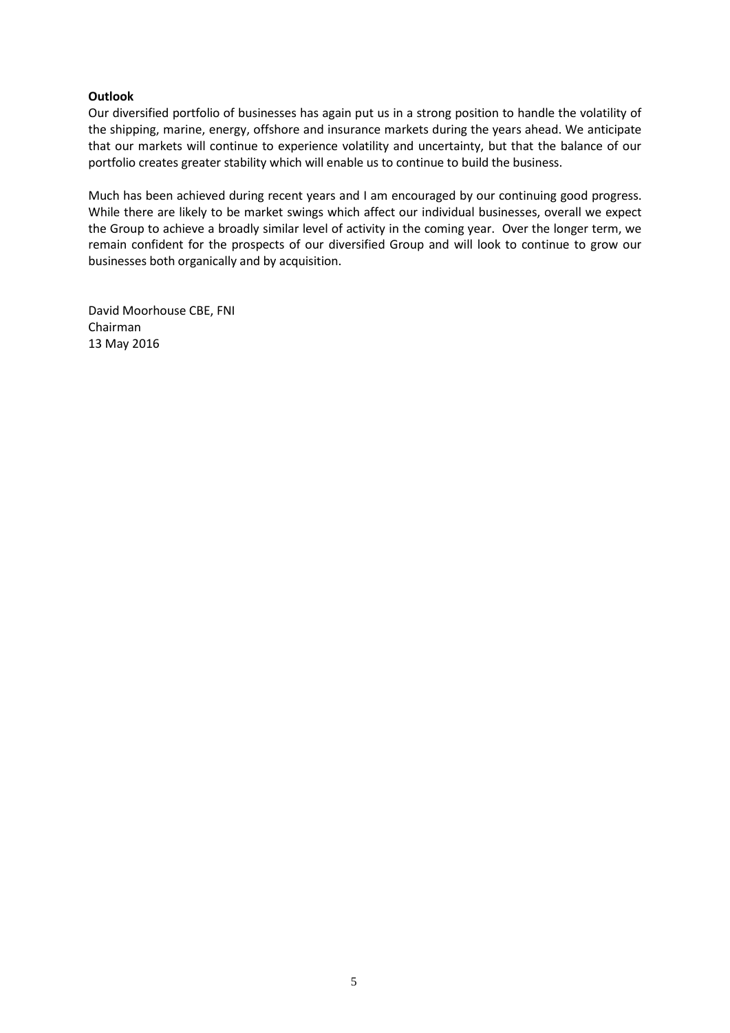**Outlook**

Our diversified portfolio of businesses has again put us in a strong position to handle the volatility of the shipping, marine, energy, offshore and insurance markets during the years ahead. We anticipate that our markets will continue to experience volatility and uncertainty, but that the balance of our portfolio creates greater stability which will enable us to continue to build the business.

Much has been achieved during recent years and I am encouraged by our continuing good progress. While there are likely to be market swings which affect our individual businesses, overall we expect the Group to achieve a broadly similar level of activity in the coming year. Over the longer term, we remain confident for the prospects of our diversified Group and will look to continue to grow our businesses both organically and by acquisition.

David Moorhouse CBE, FNI  
Chairman  
13 May 2016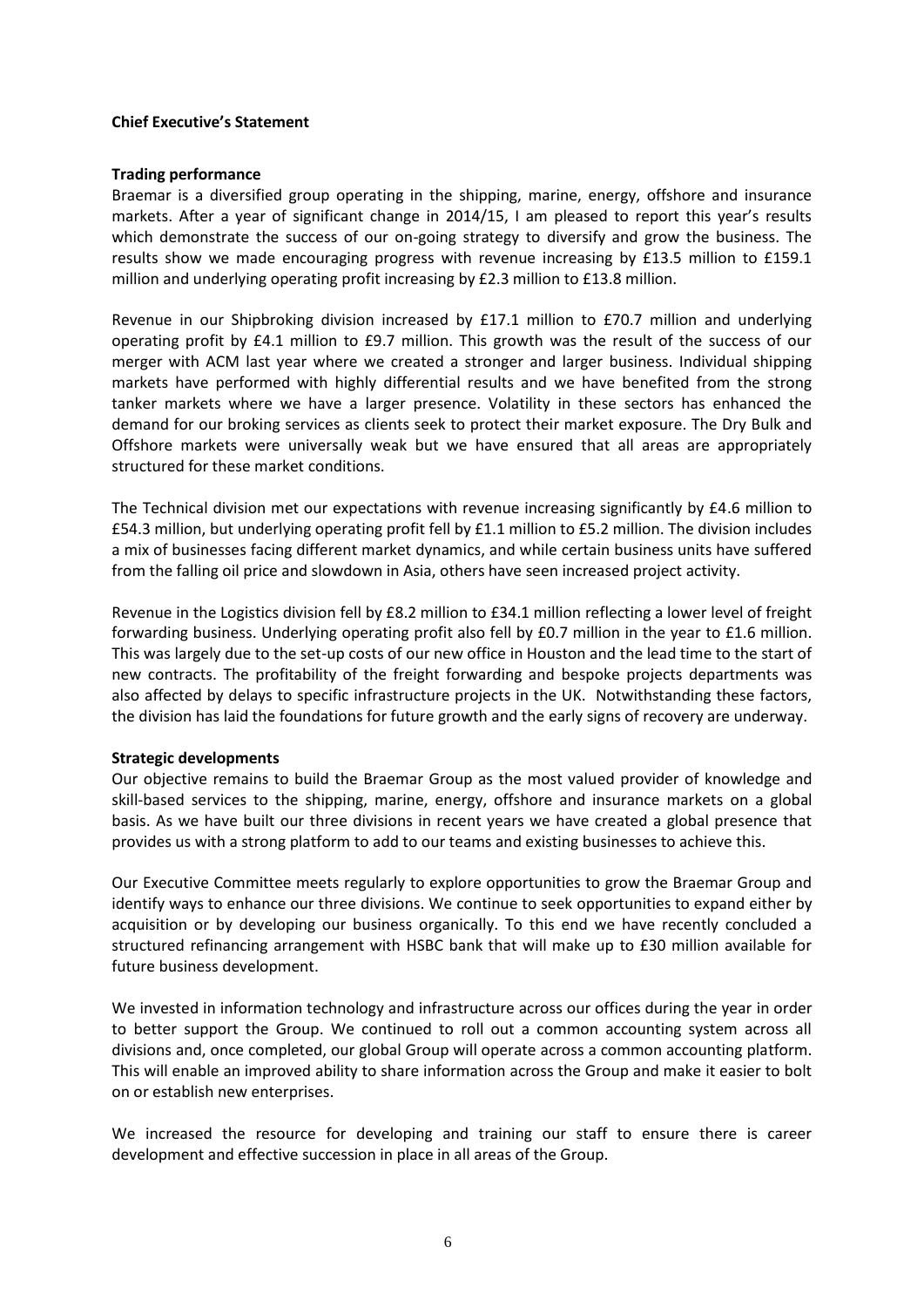**Chief Executive's Statement**

**Trading performance**

Braemar is a diversified group operating in the shipping, marine, energy, offshore and insurance markets. After a year of significant change in 2014/15, I am pleased to report this year's results which demonstrate the success of our on-going strategy to diversify and grow the business. The results show we made encouraging progress with revenue increasing by £13.5 million to £159.1 million and underlying operating profit increasing by £2.3 million to £13.8 million.

Revenue in our Shipbroking division increased by £17.1 million to £70.7 million and underlying operating profit by £4.1 million to £9.7 million. This growth was the result of the success of our merger with ACM last year where we created a stronger and larger business. Individual shipping markets have performed with highly differential results and we have benefited from the strong tanker markets where we have a larger presence. Volatility in these sectors has enhanced the demand for our broking services as clients seek to protect their market exposure. The Dry Bulk and Offshore markets were universally weak but we have ensured that all areas are appropriately structured for these market conditions.

The Technical division met our expectations with revenue increasing significantly by £4.6 million to £54.3 million, but underlying operating profit fell by £1.1 million to £5.2 million. The division includes a mix of businesses facing different market dynamics, and while certain business units have suffered from the falling oil price and slowdown in Asia, others have seen increased project activity.

Revenue in the Logistics division fell by £8.2 million to £34.1 million reflecting a lower level of freight forwarding business. Underlying operating profit also fell by £0.7 million in the year to £1.6 million. This was largely due to the set-up costs of our new office in Houston and the lead time to the start of new contracts. The profitability of the freight forwarding and bespoke projects departments was also affected by delays to specific infrastructure projects in the UK. Notwithstanding these factors, the division has laid the foundations for future growth and the early signs of recovery are underway.

**Strategic developments**

Our objective remains to build the Braemar Group as the most valued provider of knowledge and skill-based services to the shipping, marine, energy, offshore and insurance markets on a global basis. As we have built our three divisions in recent years we have created a global presence that provides us with a strong platform to add to our teams and existing businesses to achieve this.

Our Executive Committee meets regularly to explore opportunities to grow the Braemar Group and identify ways to enhance our three divisions. We continue to seek opportunities to expand either by acquisition or by developing our business organically. To this end we have recently concluded a structured refinancing arrangement with HSBC bank that will make up to £30 million available for future business development.

We invested in information technology and infrastructure across our offices during the year in order to better support the Group. We continued to roll out a common accounting system across all divisions and, once completed, our global Group will operate across a common accounting platform. This will enable an improved ability to share information across the Group and make it easier to bolt on or establish new enterprises.

We increased the resource for developing and training our staff to ensure there is career development and effective succession in place in all areas of the Group.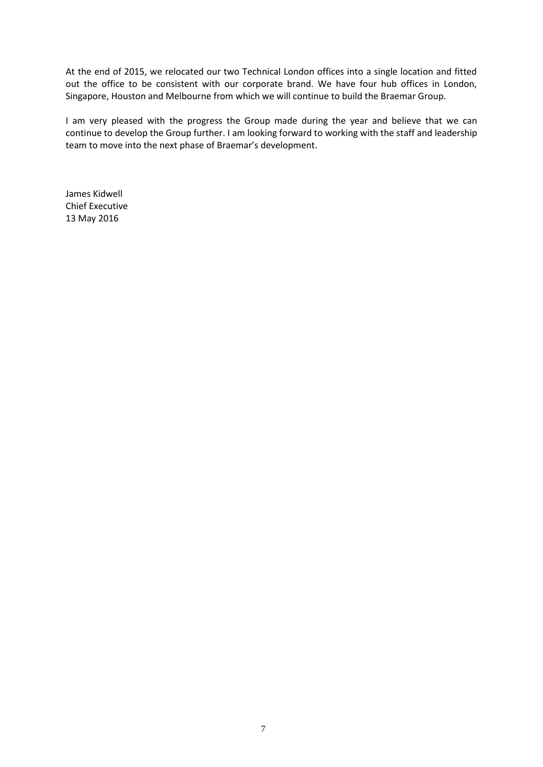At the end of 2015, we relocated our two Technical London offices into a single location and fitted out the office to be consistent with our corporate brand. We have four hub offices in London, Singapore, Houston and Melbourne from which we will continue to build the Braemar Group.

I am very pleased with the progress the Group made during the year and believe that we can continue to develop the Group further. I am looking forward to working with the staff and leadership team to move into the next phase of Braemar's development.

James Kidwell
Chief Executive
13 May 2016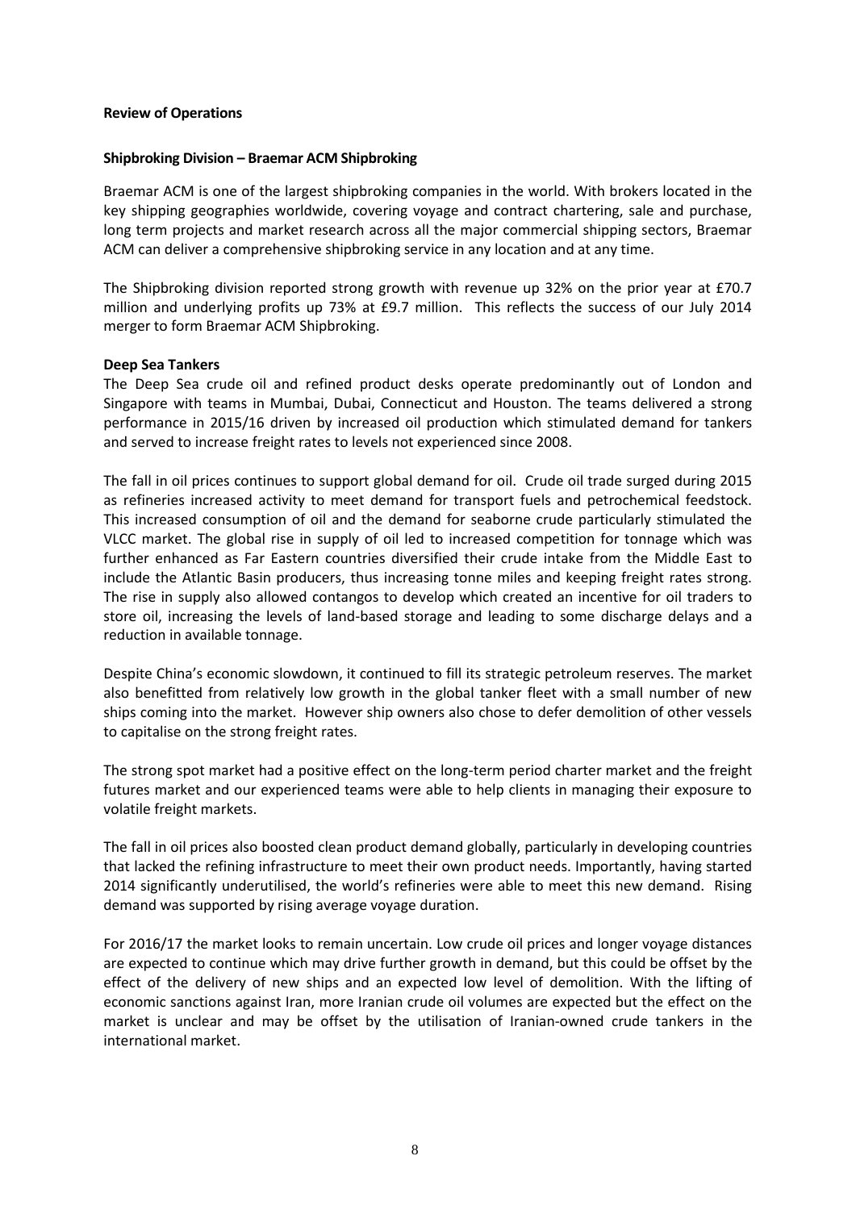**Review of Operations**

**Shipbroking Division – Braemar ACM Shipbroking**

Braemar ACM is one of the largest shipbroking companies in the world. With brokers located in the key shipping geographies worldwide, covering voyage and contract chartering, sale and purchase, long term projects and market research across all the major commercial shipping sectors, Braemar ACM can deliver a comprehensive shipbroking service in any location and at any time.

The Shipbroking division reported strong growth with revenue up 32% on the prior year at £70.7 million and underlying profits up 73% at £9.7 million. This reflects the success of our July 2014 merger to form Braemar ACM Shipbroking.

**Deep Sea Tankers**

The Deep Sea crude oil and refined product desks operate predominantly out of London and Singapore with teams in Mumbai, Dubai, Connecticut and Houston. The teams delivered a strong performance in 2015/16 driven by increased oil production which stimulated demand for tankers and served to increase freight rates to levels not experienced since 2008.

The fall in oil prices continues to support global demand for oil. Crude oil trade surged during 2015 as refineries increased activity to meet demand for transport fuels and petrochemical feedstock. This increased consumption of oil and the demand for seaborne crude particularly stimulated the VLCC market. The global rise in supply of oil led to increased competition for tonnage which was further enhanced as Far Eastern countries diversified their crude intake from the Middle East to include the Atlantic Basin producers, thus increasing tonne miles and keeping freight rates strong. The rise in supply also allowed contangos to develop which created an incentive for oil traders to store oil, increasing the levels of land-based storage and leading to some discharge delays and a reduction in available tonnage.

Despite China's economic slowdown, it continued to fill its strategic petroleum reserves. The market also benefitted from relatively low growth in the global tanker fleet with a small number of new ships coming into the market. However ship owners also chose to defer demolition of other vessels to capitalise on the strong freight rates.

The strong spot market had a positive effect on the long-term period charter market and the freight futures market and our experienced teams were able to help clients in managing their exposure to volatile freight markets.

The fall in oil prices also boosted clean product demand globally, particularly in developing countries that lacked the refining infrastructure to meet their own product needs. Importantly, having started 2014 significantly underutilised, the world's refineries were able to meet this new demand. Rising demand was supported by rising average voyage duration.

For 2016/17 the market looks to remain uncertain. Low crude oil prices and longer voyage distances are expected to continue which may drive further growth in demand, but this could be offset by the effect of the delivery of new ships and an expected low level of demolition. With the lifting of economic sanctions against Iran, more Iranian crude oil volumes are expected but the effect on the market is unclear and may be offset by the utilisation of Iranian-owned crude tankers in the international market.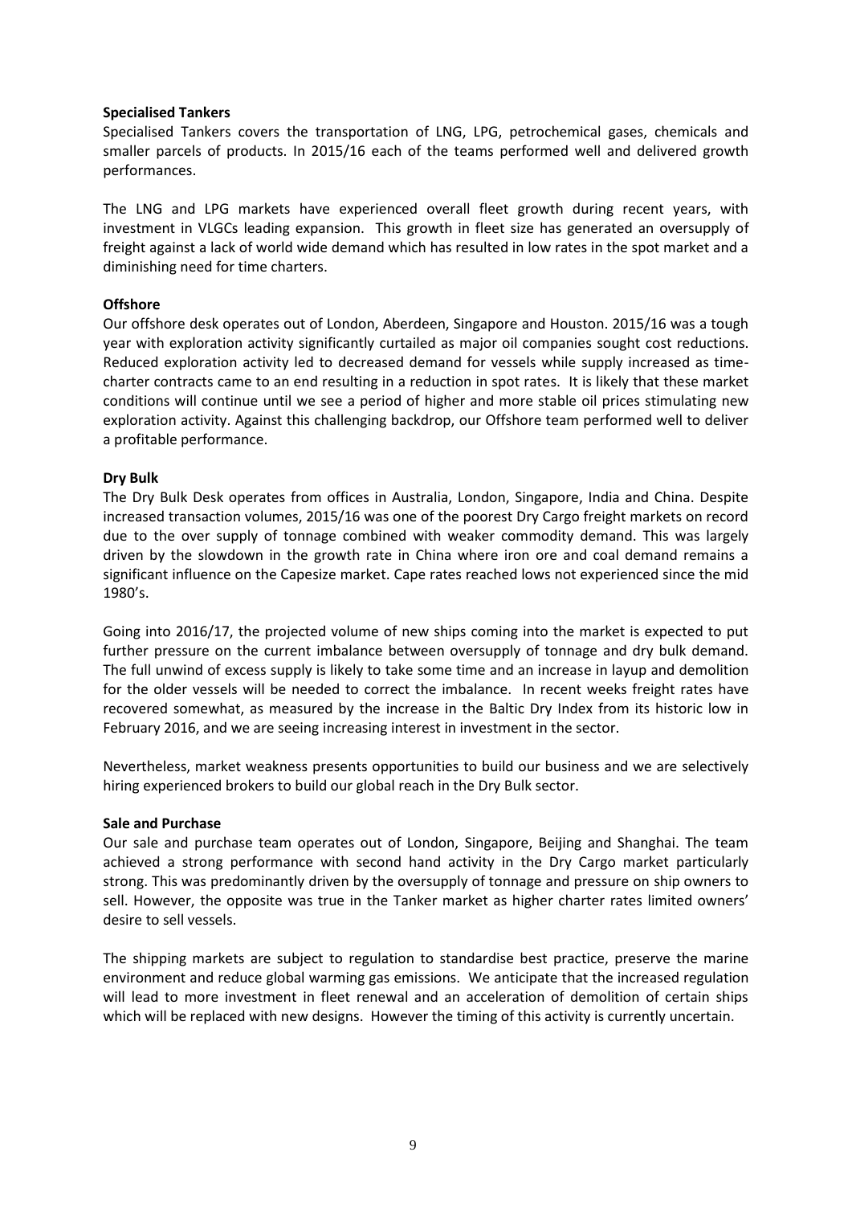**Specialised Tankers**

Specialised Tankers covers the transportation of LNG, LPG, petrochemical gases, chemicals and smaller parcels of products. In 2015/16 each of the teams performed well and delivered growth performances.

The LNG and LPG markets have experienced overall fleet growth during recent years, with investment in VLGCs leading expansion. This growth in fleet size has generated an oversupply of freight against a lack of world wide demand which has resulted in low rates in the spot market and a diminishing need for time charters.

**Offshore**

Our offshore desk operates out of London, Aberdeen, Singapore and Houston. 2015/16 was a tough year with exploration activity significantly curtailed as major oil companies sought cost reductions. Reduced exploration activity led to decreased demand for vessels while supply increased as time-charter contracts came to an end resulting in a reduction in spot rates. It is likely that these market conditions will continue until we see a period of higher and more stable oil prices stimulating new exploration activity. Against this challenging backdrop, our Offshore team performed well to deliver a profitable performance.

**Dry Bulk**

The Dry Bulk Desk operates from offices in Australia, London, Singapore, India and China. Despite increased transaction volumes, 2015/16 was one of the poorest Dry Cargo freight markets on record due to the over supply of tonnage combined with weaker commodity demand. This was largely driven by the slowdown in the growth rate in China where iron ore and coal demand remains a significant influence on the Capesize market. Cape rates reached lows not experienced since the mid 1980's.

Going into 2016/17, the projected volume of new ships coming into the market is expected to put further pressure on the current imbalance between oversupply of tonnage and dry bulk demand. The full unwind of excess supply is likely to take some time and an increase in layup and demolition for the older vessels will be needed to correct the imbalance. In recent weeks freight rates have recovered somewhat, as measured by the increase in the Baltic Dry Index from its historic low in February 2016, and we are seeing increasing interest in investment in the sector.

Nevertheless, market weakness presents opportunities to build our business and we are selectively hiring experienced brokers to build our global reach in the Dry Bulk sector.

**Sale and Purchase**

Our sale and purchase team operates out of London, Singapore, Beijing and Shanghai. The team achieved a strong performance with second hand activity in the Dry Cargo market particularly strong. This was predominantly driven by the oversupply of tonnage and pressure on ship owners to sell. However, the opposite was true in the Tanker market as higher charter rates limited owners' desire to sell vessels.

The shipping markets are subject to regulation to standardise best practice, preserve the marine environment and reduce global warming gas emissions. We anticipate that the increased regulation will lead to more investment in fleet renewal and an acceleration of demolition of certain ships which will be replaced with new designs. However the timing of this activity is currently uncertain.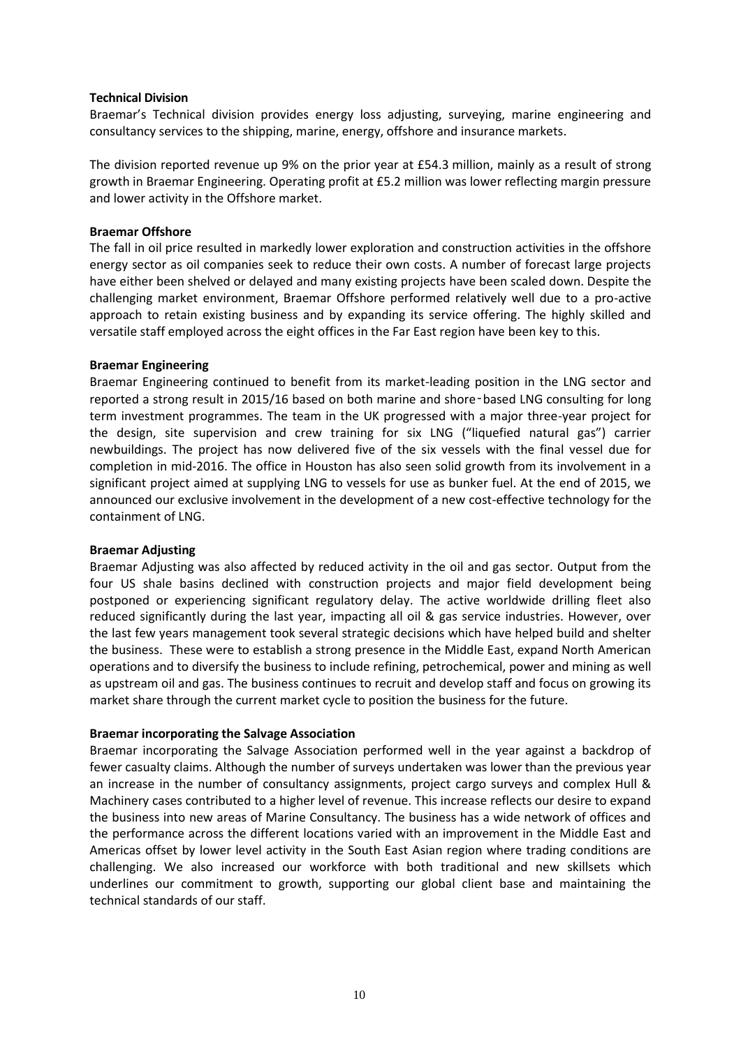**Technical Division**

Braemar's Technical division provides energy loss adjusting, surveying, marine engineering and consultancy services to the shipping, marine, energy, offshore and insurance markets.

The division reported revenue up 9% on the prior year at £54.3 million, mainly as a result of strong growth in Braemar Engineering. Operating profit at £5.2 million was lower reflecting margin pressure and lower activity in the Offshore market.

**Braemar Offshore**

The fall in oil price resulted in markedly lower exploration and construction activities in the offshore energy sector as oil companies seek to reduce their own costs. A number of forecast large projects have either been shelved or delayed and many existing projects have been scaled down. Despite the challenging market environment, Braemar Offshore performed relatively well due to a pro-active approach to retain existing business and by expanding its service offering. The highly skilled and versatile staff employed across the eight offices in the Far East region have been key to this.

**Braemar Engineering**

Braemar Engineering continued to benefit from its market-leading position in the LNG sector and reported a strong result in 2015/16 based on both marine and shore‑based LNG consulting for long term investment programmes. The team in the UK progressed with a major three-year project for the design, site supervision and crew training for six LNG ("liquefied natural gas") carrier newbuildings. The project has now delivered five of the six vessels with the final vessel due for completion in mid-2016. The office in Houston has also seen solid growth from its involvement in a significant project aimed at supplying LNG to vessels for use as bunker fuel. At the end of 2015, we announced our exclusive involvement in the development of a new cost-effective technology for the containment of LNG.

**Braemar Adjusting**

Braemar Adjusting was also affected by reduced activity in the oil and gas sector. Output from the four US shale basins declined with construction projects and major field development being postponed or experiencing significant regulatory delay. The active worldwide drilling fleet also reduced significantly during the last year, impacting all oil & gas service industries. However, over the last few years management took several strategic decisions which have helped build and shelter the business. These were to establish a strong presence in the Middle East, expand North American operations and to diversify the business to include refining, petrochemical, power and mining as well as upstream oil and gas. The business continues to recruit and develop staff and focus on growing its market share through the current market cycle to position the business for the future.

**Braemar incorporating the Salvage Association**

Braemar incorporating the Salvage Association performed well in the year against a backdrop of fewer casualty claims. Although the number of surveys undertaken was lower than the previous year an increase in the number of consultancy assignments, project cargo surveys and complex Hull & Machinery cases contributed to a higher level of revenue. This increase reflects our desire to expand the business into new areas of Marine Consultancy. The business has a wide network of offices and the performance across the different locations varied with an improvement in the Middle East and Americas offset by lower level activity in the South East Asian region where trading conditions are challenging. We also increased our workforce with both traditional and new skillsets which underlines our commitment to growth, supporting our global client base and maintaining the technical standards of our staff.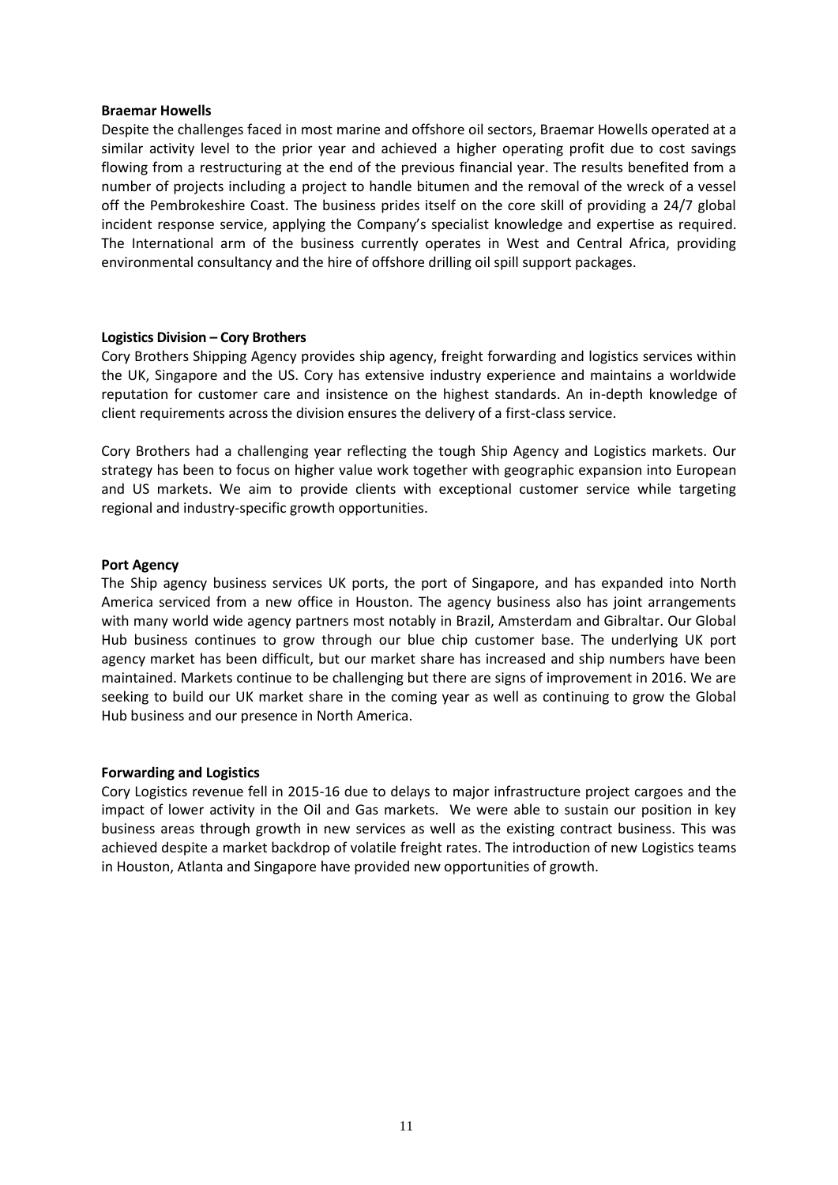**Braemar Howells**

Despite the challenges faced in most marine and offshore oil sectors, Braemar Howells operated at a similar activity level to the prior year and achieved a higher operating profit due to cost savings flowing from a restructuring at the end of the previous financial year. The results benefited from a number of projects including a project to handle bitumen and the removal of the wreck of a vessel off the Pembrokeshire Coast. The business prides itself on the core skill of providing a 24/7 global incident response service, applying the Company's specialist knowledge and expertise as required. The International arm of the business currently operates in West and Central Africa, providing environmental consultancy and the hire of offshore drilling oil spill support packages.

**Logistics Division – Cory Brothers**

Cory Brothers Shipping Agency provides ship agency, freight forwarding and logistics services within the UK, Singapore and the US. Cory has extensive industry experience and maintains a worldwide reputation for customer care and insistence on the highest standards. An in-depth knowledge of client requirements across the division ensures the delivery of a first-class service.

Cory Brothers had a challenging year reflecting the tough Ship Agency and Logistics markets. Our strategy has been to focus on higher value work together with geographic expansion into European and US markets. We aim to provide clients with exceptional customer service while targeting regional and industry-specific growth opportunities.

**Port Agency**

The Ship agency business services UK ports, the port of Singapore, and has expanded into North America serviced from a new office in Houston. The agency business also has joint arrangements with many world wide agency partners most notably in Brazil, Amsterdam and Gibraltar. Our Global Hub business continues to grow through our blue chip customer base. The underlying UK port agency market has been difficult, but our market share has increased and ship numbers have been maintained. Markets continue to be challenging but there are signs of improvement in 2016. We are seeking to build our UK market share in the coming year as well as continuing to grow the Global Hub business and our presence in North America.

**Forwarding and Logistics**

Cory Logistics revenue fell in 2015-16 due to delays to major infrastructure project cargoes and the impact of lower activity in the Oil and Gas markets. We were able to sustain our position in key business areas through growth in new services as well as the existing contract business. This was achieved despite a market backdrop of volatile freight rates. The introduction of new Logistics teams in Houston, Atlanta and Singapore have provided new opportunities of growth.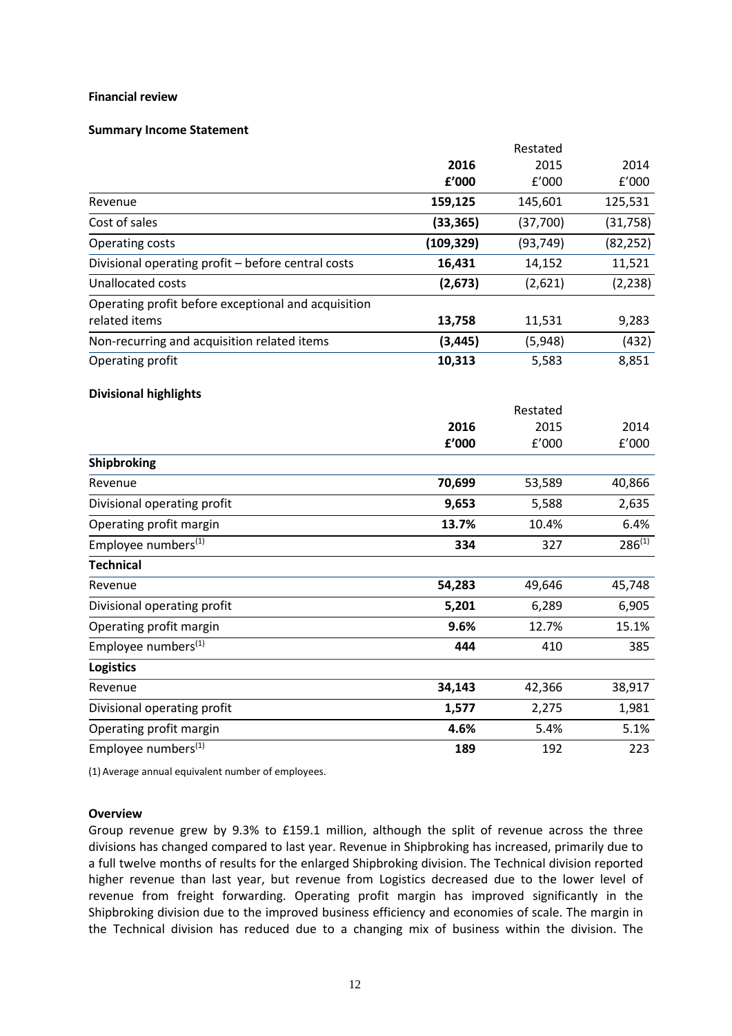**Financial review**

**Summary Income Statement**

| | 2016 £'000 | Restated 2015 £'000 | 2014 £'000 |
|---|---|---|---|
| Revenue | **159,125** | 145,601 | 125,531 |
| Cost of sales | **(33,365)** | (37,700) | (31,758) |
| Operating costs | **(109,329)** | (93,749) | (82,252) |
| Divisional operating profit – before central costs | **16,431** | 14,152 | 11,521 |
| Unallocated costs | **(2,673)** | (2,621) | (2,238) |
| Operating profit before exceptional and acquisition related items | **13,758** | 11,531 | 9,283 |
| Non-recurring and acquisition related items | **(3,445)** | (5,948) | (432) |
| Operating profit | **10,313** | 5,583 | 8,851 |

**Divisional highlights**

| | 2016 £'000 | Restated 2015 £'000 | 2014 £'000 |
|---|---|---|---|
| **Shipbroking** | | | |
| Revenue | **70,699** | 53,589 | 40,866 |
| Divisional operating profit | **9,653** | 5,588 | 2,635 |
| Operating profit margin | **13.7%** | 10.4% | 6.4% |
| Employee numbers[(1)] | **334** | 327 | 286[(1)] |
| **Technical** | | | |
| Revenue | **54,283** | 49,646 | 45,748 |
| Divisional operating profit | **5,201** | 6,289 | 6,905 |
| Operating profit margin | **9.6%** | 12.7% | 15.1% |
| Employee numbers[(1)] | **444** | 410 | 385 |
| **Logistics** | | | |
| Revenue | **34,143** | 42,366 | 38,917 |
| Divisional operating profit | **1,577** | 2,275 | 1,981 |
| Operating profit margin | **4.6%** | 5.4% | 5.1% |
| Employee numbers[(1)] | **189** | 192 | 223 |

(1) Average annual equivalent number of employees.

**Overview**

Group revenue grew by 9.3% to £159.1 million, although the split of revenue across the three divisions has changed compared to last year. Revenue in Shipbroking has increased, primarily due to a full twelve months of results for the enlarged Shipbroking division. The Technical division reported higher revenue than last year, but revenue from Logistics decreased due to the lower level of revenue from freight forwarding. Operating profit margin has improved significantly in the Shipbroking division due to the improved business efficiency and economies of scale. The margin in the Technical division has reduced due to a changing mix of business within the division. The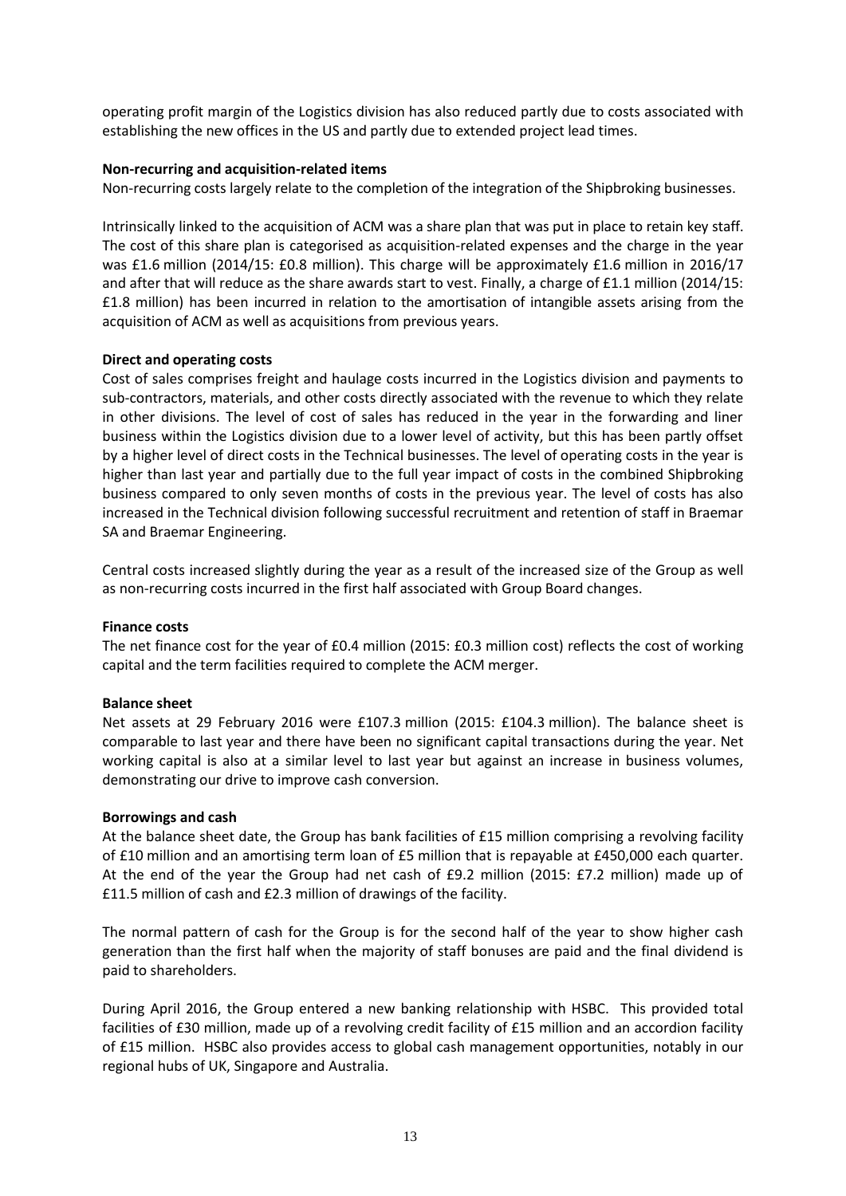operating profit margin of the Logistics division has also reduced partly due to costs associated with establishing the new offices in the US and partly due to extended project lead times.

**Non-recurring and acquisition-related items**

Non-recurring costs largely relate to the completion of the integration of the Shipbroking businesses.

Intrinsically linked to the acquisition of ACM was a share plan that was put in place to retain key staff. The cost of this share plan is categorised as acquisition-related expenses and the charge in the year was £1.6 million (2014/15: £0.8 million). This charge will be approximately £1.6 million in 2016/17 and after that will reduce as the share awards start to vest. Finally, a charge of £1.1 million (2014/15: £1.8 million) has been incurred in relation to the amortisation of intangible assets arising from the acquisition of ACM as well as acquisitions from previous years.

**Direct and operating costs**

Cost of sales comprises freight and haulage costs incurred in the Logistics division and payments to sub-contractors, materials, and other costs directly associated with the revenue to which they relate in other divisions. The level of cost of sales has reduced in the year in the forwarding and liner business within the Logistics division due to a lower level of activity, but this has been partly offset by a higher level of direct costs in the Technical businesses. The level of operating costs in the year is higher than last year and partially due to the full year impact of costs in the combined Shipbroking business compared to only seven months of costs in the previous year. The level of costs has also increased in the Technical division following successful recruitment and retention of staff in Braemar SA and Braemar Engineering.

Central costs increased slightly during the year as a result of the increased size of the Group as well as non-recurring costs incurred in the first half associated with Group Board changes.

**Finance costs**

The net finance cost for the year of £0.4 million (2015: £0.3 million cost) reflects the cost of working capital and the term facilities required to complete the ACM merger.

**Balance sheet**

Net assets at 29 February 2016 were £107.3 million (2015: £104.3 million). The balance sheet is comparable to last year and there have been no significant capital transactions during the year. Net working capital is also at a similar level to last year but against an increase in business volumes, demonstrating our drive to improve cash conversion.

**Borrowings and cash**

At the balance sheet date, the Group has bank facilities of £15 million comprising a revolving facility of £10 million and an amortising term loan of £5 million that is repayable at £450,000 each quarter. At the end of the year the Group had net cash of £9.2 million (2015: £7.2 million) made up of £11.5 million of cash and £2.3 million of drawings of the facility.

The normal pattern of cash for the Group is for the second half of the year to show higher cash generation than the first half when the majority of staff bonuses are paid and the final dividend is paid to shareholders.

During April 2016, the Group entered a new banking relationship with HSBC. This provided total facilities of £30 million, made up of a revolving credit facility of £15 million and an accordion facility of £15 million. HSBC also provides access to global cash management opportunities, notably in our regional hubs of UK, Singapore and Australia.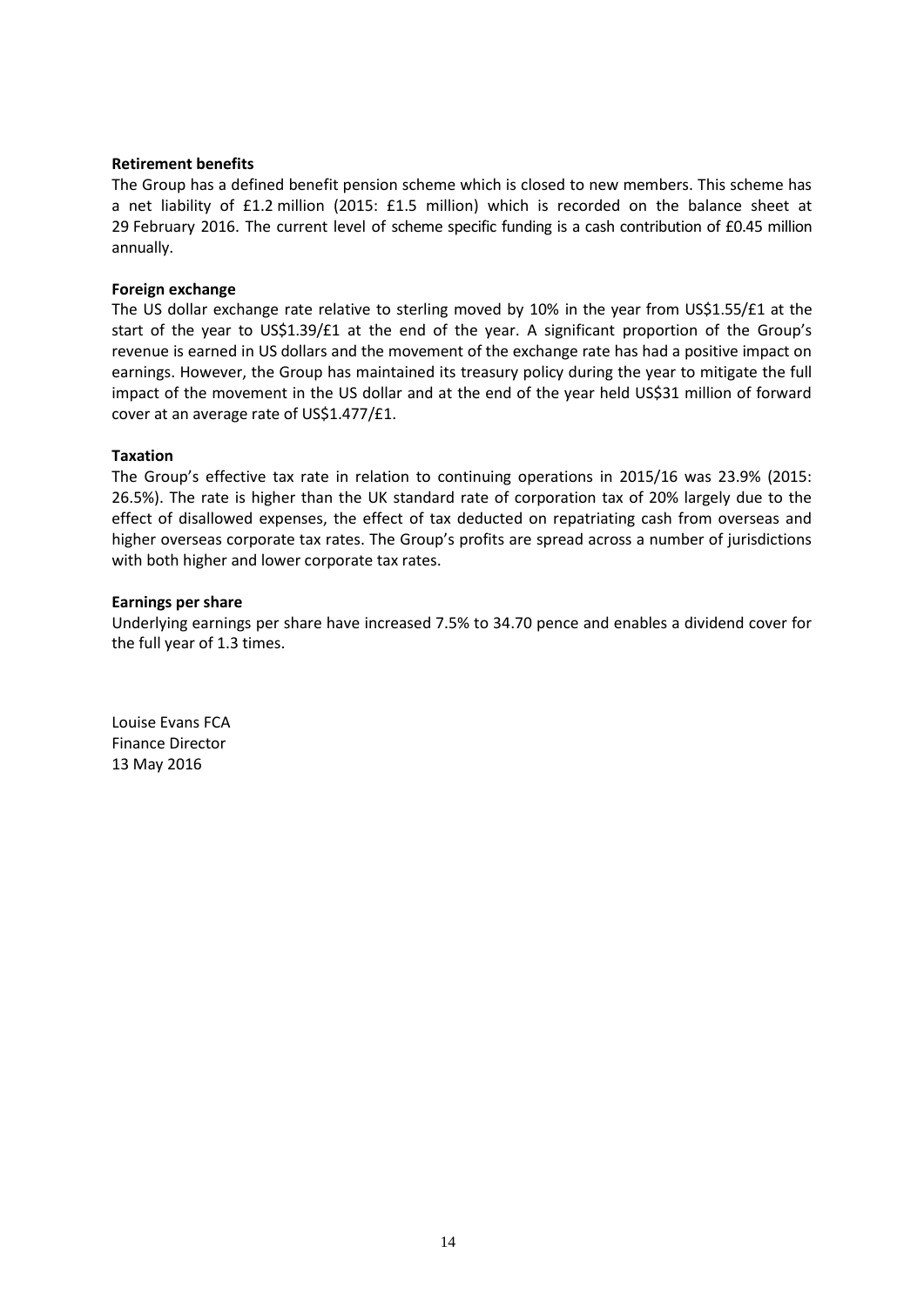**Retirement benefits**

The Group has a defined benefit pension scheme which is closed to new members. This scheme has a net liability of £1.2 million (2015: £1.5 million) which is recorded on the balance sheet at 29 February 2016. The current level of scheme specific funding is a cash contribution of £0.45 million annually.

**Foreign exchange**

The US dollar exchange rate relative to sterling moved by 10% in the year from US$1.55/£1 at the start of the year to US$1.39/£1 at the end of the year. A significant proportion of the Group's revenue is earned in US dollars and the movement of the exchange rate has had a positive impact on earnings. However, the Group has maintained its treasury policy during the year to mitigate the full impact of the movement in the US dollar and at the end of the year held US$31 million of forward cover at an average rate of US$1.477/£1.

**Taxation**

The Group's effective tax rate in relation to continuing operations in 2015/16 was 23.9% (2015: 26.5%). The rate is higher than the UK standard rate of corporation tax of 20% largely due to the effect of disallowed expenses, the effect of tax deducted on repatriating cash from overseas and higher overseas corporate tax rates. The Group's profits are spread across a number of jurisdictions with both higher and lower corporate tax rates.

**Earnings per share**

Underlying earnings per share have increased 7.5% to 34.70 pence and enables a dividend cover for the full year of 1.3 times.

Louise Evans FCA
Finance Director
13 May 2016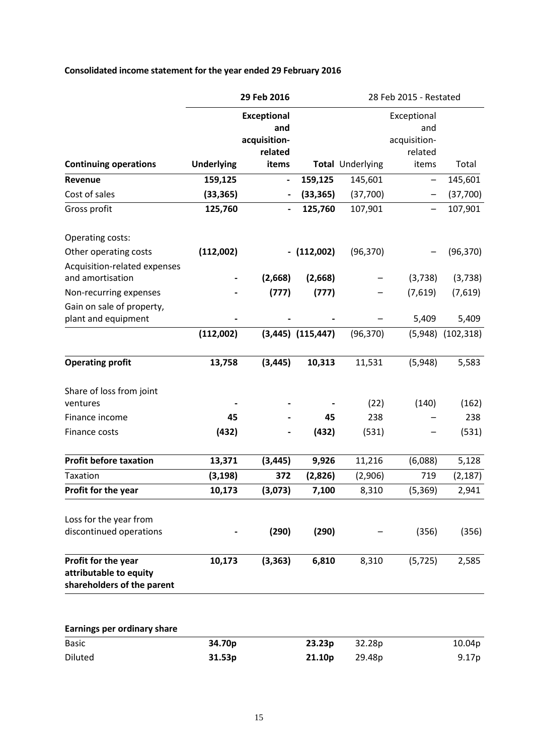**Consolidated income statement for the year ended 29 February 2016**

| | 29 Feb 2016 | | | 28 Feb 2015 - Restated | | |
|---|---|---|---|---|---|---|
| **Continuing operations** | **Underlying** | **Exceptional and acquisition-related items** | **Total** | Underlying | Exceptional and acquisition-related items | Total |
| **Revenue** | **159,125** | **-** | **159,125** | 145,601 | – | 145,601 |
| Cost of sales | **(33,365)** | **-** | **(33,365)** | (37,700) | – | (37,700) |
| Gross profit | **125,760** | **-** | **125,760** | 107,901 | – | 107,901 |
| Operating costs: | | | | | | |
| Other operating costs | **(112,002)** | **-** | **(112,002)** | (96,370) | – | (96,370) |
| Acquisition-related expenses and amortisation | **-** | **(2,668)** | **(2,668)** | – | (3,738) | (3,738) |
| Non-recurring expenses | **-** | **(777)** | **(777)** | – | (7,619) | (7,619) |
| Gain on sale of property, plant and equipment | **-** | **-** | **-** | – | 5,409 | 5,409 |
| | **(112,002)** | **(3,445)** | **(115,447)** | (96,370) | (5,948) | (102,318) |
| **Operating profit** | **13,758** | **(3,445)** | **10,313** | 11,531 | (5,948) | 5,583 |
| Share of loss from joint ventures | **-** | **-** | **-** | (22) | (140) | (162) |
| Finance income | **45** | **-** | **45** | 238 | – | 238 |
| Finance costs | **(432)** | **-** | **(432)** | (531) | – | (531) |
| **Profit before taxation** | **13,371** | **(3,445)** | **9,926** | 11,216 | (6,088) | 5,128 |
| Taxation | **(3,198)** | **372** | **(2,826)** | (2,906) | 719 | (2,187) |
| **Profit for the year** | **10,173** | **(3,073)** | **7,100** | 8,310 | (5,369) | 2,941 |
| Loss for the year from discontinued operations | **-** | **(290)** | **(290)** | – | (356) | (356) |
| **Profit for the year attributable to equity shareholders of the parent** | **10,173** | **(3,363)** | **6,810** | 8,310 | (5,725) | 2,585 |

| **Earnings per ordinary share** | | | | | | |
|---|---|---|---|---|---|---|
| Basic | **34.70p** | | **23.23p** | 32.28p | | 10.04p |
| Diluted | **31.53p** | | **21.10p** | 29.48p | | 9.17p |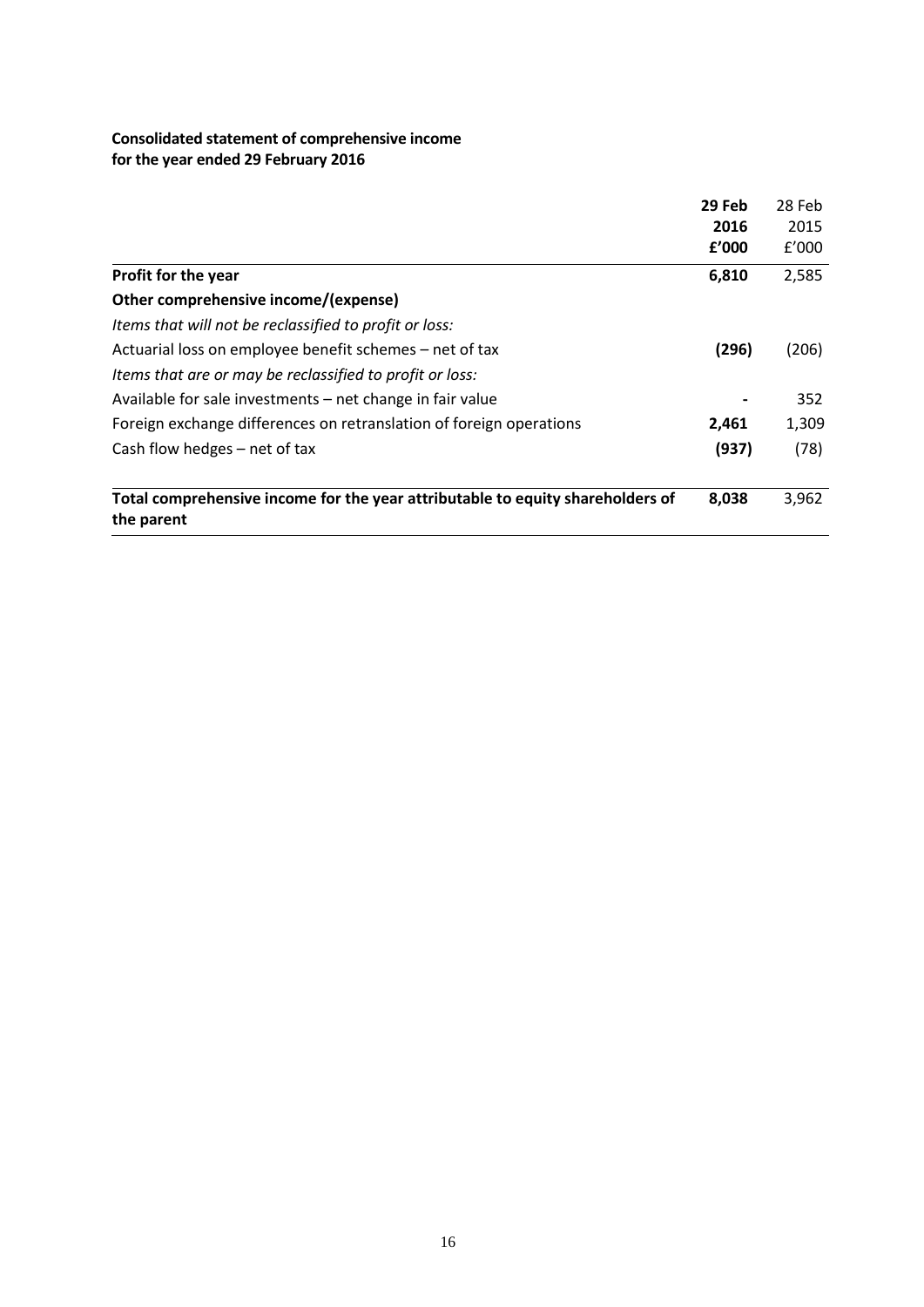**Consolidated statement of comprehensive income**
**for the year ended 29 February 2016**

| | **29 Feb 2016 £'000** | 28 Feb 2015 £'000 |
|---|---|---|
| **Profit for the year** | **6,810** | 2,585 |
| **Other comprehensive income/(expense)** | | |
| *Items that will not be reclassified to profit or loss:* | | |
| Actuarial loss on employee benefit schemes – net of tax | **(296)** | (206) |
| *Items that are or may be reclassified to profit or loss:* | | |
| Available for sale investments – net change in fair value | **-** | 352 |
| Foreign exchange differences on retranslation of foreign operations | **2,461** | 1,309 |
| Cash flow hedges – net of tax | **(937)** | (78) |
| **Total comprehensive income for the year attributable to equity shareholders of the parent** | **8,038** | 3,962 |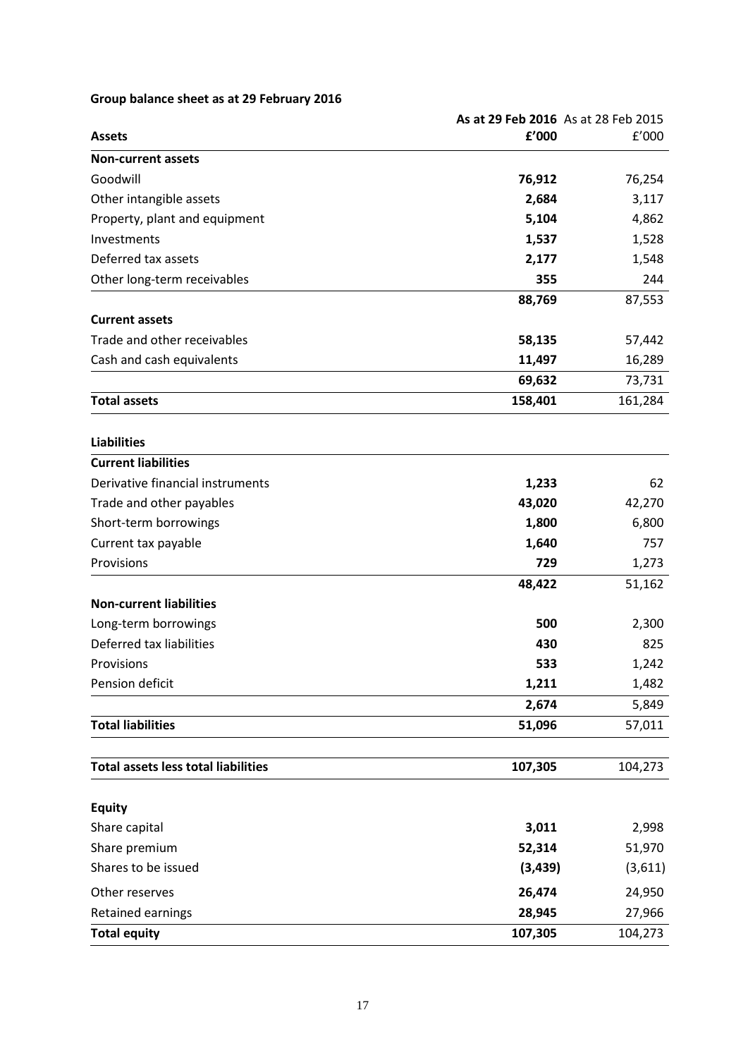**Group balance sheet as at 29 February 2016**

| Assets | As at 29 Feb 2016 £'000 | As at 28 Feb 2015 £'000 |
|---|---|---|
| **Non-current assets** | | |
| Goodwill | **76,912** | 76,254 |
| Other intangible assets | **2,684** | 3,117 |
| Property, plant and equipment | **5,104** | 4,862 |
| Investments | **1,537** | 1,528 |
| Deferred tax assets | **2,177** | 1,548 |
| Other long-term receivables | **355** | 244 |
| | **88,769** | 87,553 |
| **Current assets** | | |
| Trade and other receivables | **58,135** | 57,442 |
| Cash and cash equivalents | **11,497** | 16,289 |
| | **69,632** | 73,731 |
| **Total assets** | **158,401** | 161,284 |
| | | |
| **Liabilities** | | |
| **Current liabilities** | | |
| Derivative financial instruments | **1,233** | 62 |
| Trade and other payables | **43,020** | 42,270 |
| Short-term borrowings | **1,800** | 6,800 |
| Current tax payable | **1,640** | 757 |
| Provisions | **729** | 1,273 |
| | **48,422** | 51,162 |
| **Non-current liabilities** | | |
| Long-term borrowings | **500** | 2,300 |
| Deferred tax liabilities | **430** | 825 |
| Provisions | **533** | 1,242 |
| Pension deficit | **1,211** | 1,482 |
| | **2,674** | 5,849 |
| **Total liabilities** | **51,096** | 57,011 |
| | | |
| **Total assets less total liabilities** | **107,305** | 104,273 |
| | | |
| **Equity** | | |
| Share capital | **3,011** | 2,998 |
| Share premium | **52,314** | 51,970 |
| Shares to be issued | **(3,439)** | (3,611) |
| Other reserves | **26,474** | 24,950 |
| Retained earnings | **28,945** | 27,966 |
| **Total equity** | **107,305** | 104,273 |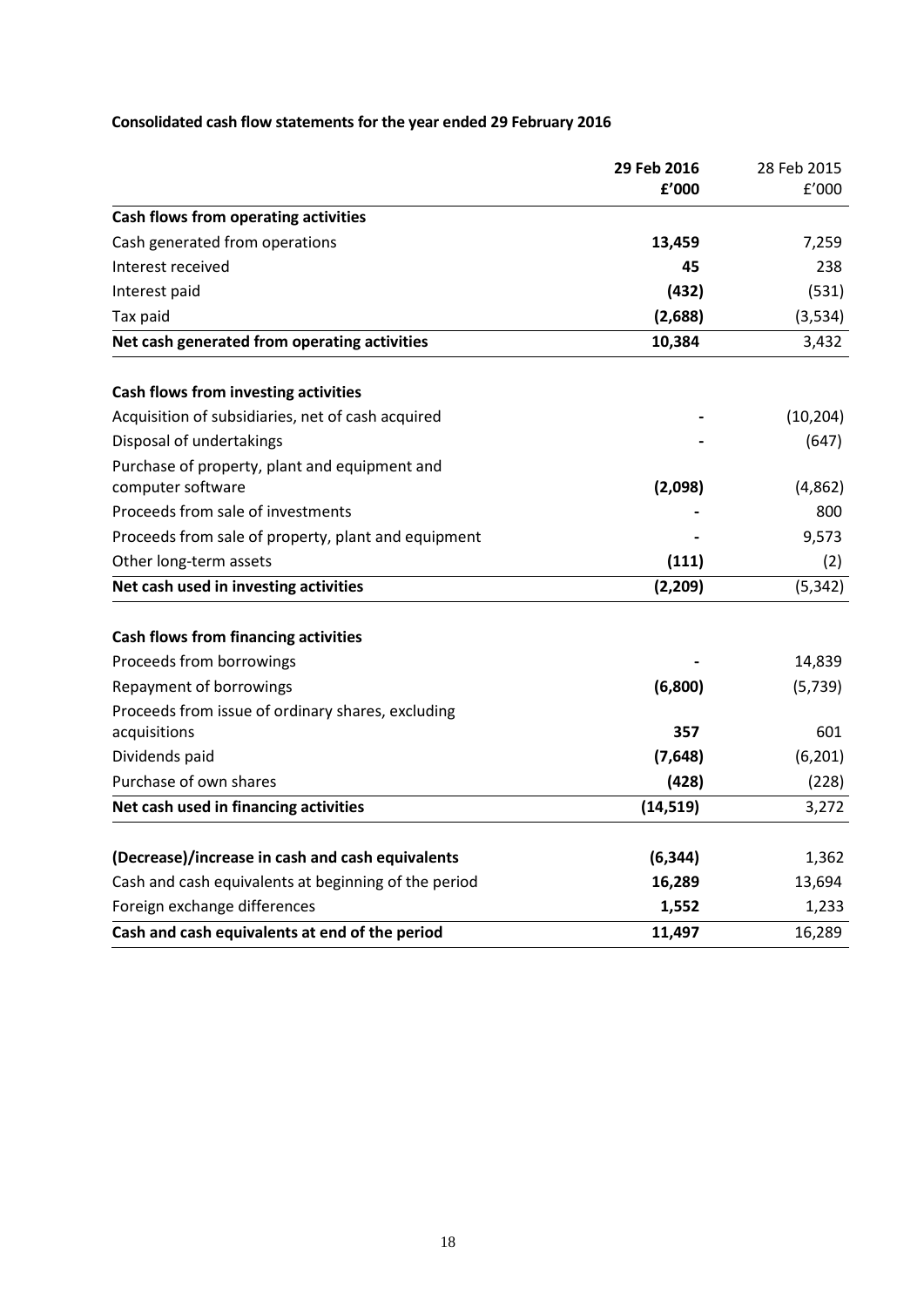**Consolidated cash flow statements for the year ended 29 February 2016**

| | **29 Feb 2016** | 28 Feb 2015 |
|---|---|---|
| | **£'000** | £'000 |
| **Cash flows from operating activities** | | |
| Cash generated from operations | **13,459** | 7,259 |
| Interest received | **45** | 238 |
| Interest paid | **(432)** | (531) |
| Tax paid | **(2,688)** | (3,534) |
| **Net cash generated from operating activities** | **10,384** | 3,432 |
| | | |
| **Cash flows from investing activities** | | |
| Acquisition of subsidiaries, net of cash acquired | **-** | (10,204) |
| Disposal of undertakings | **-** | (647) |
| Purchase of property, plant and equipment and computer software | **(2,098)** | (4,862) |
| Proceeds from sale of investments | **-** | 800 |
| Proceeds from sale of property, plant and equipment | **-** | 9,573 |
| Other long-term assets | **(111)** | (2) |
| **Net cash used in investing activities** | **(2,209)** | (5,342) |
| | | |
| **Cash flows from financing activities** | | |
| Proceeds from borrowings | **-** | 14,839 |
| Repayment of borrowings | **(6,800)** | (5,739) |
| Proceeds from issue of ordinary shares, excluding acquisitions | **357** | 601 |
| Dividends paid | **(7,648)** | (6,201) |
| Purchase of own shares | **(428)** | (228) |
| **Net cash used in financing activities** | **(14,519)** | 3,272 |
| | | |
| **(Decrease)/increase in cash and cash equivalents** | **(6,344)** | 1,362 |
| Cash and cash equivalents at beginning of the period | **16,289** | 13,694 |
| Foreign exchange differences | **1,552** | 1,233 |
| **Cash and cash equivalents at end of the period** | **11,497** | 16,289 |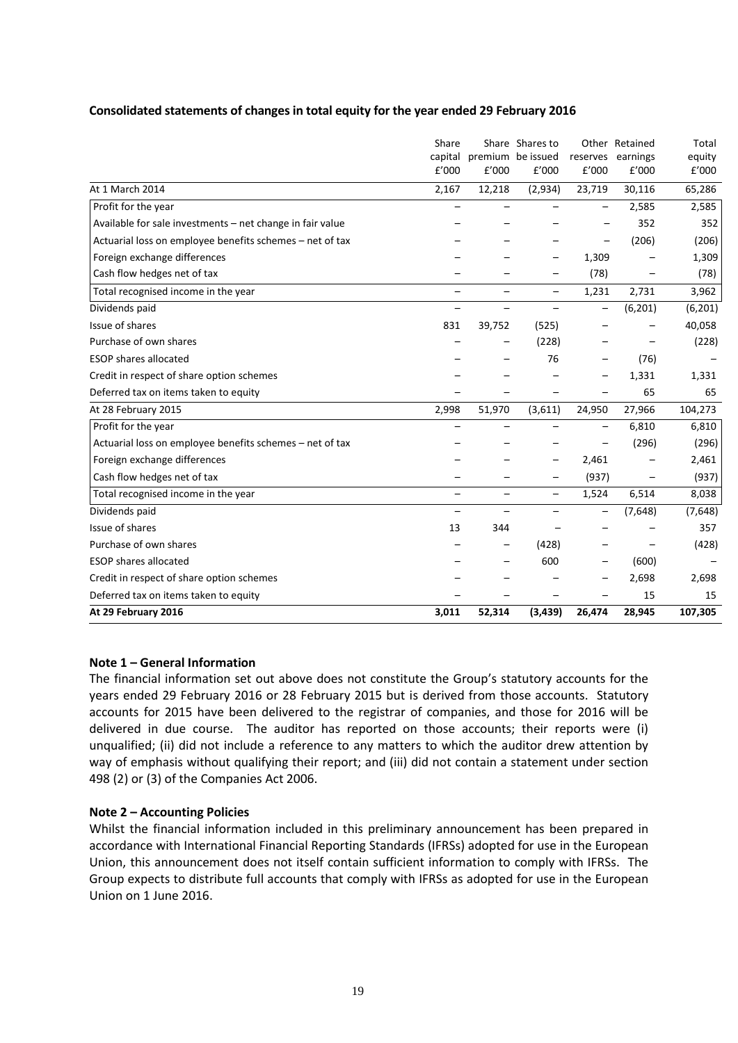**Consolidated statements of changes in total equity for the year ended 29 February 2016**

| | Share capital £'000 | Share premium £'000 | Shares to be issued £'000 | Other reserves £'000 | Retained earnings £'000 | Total equity £'000 |
|---|---|---|---|---|---|---|
| At 1 March 2014 | 2,167 | 12,218 | (2,934) | 23,719 | 30,116 | 65,286 |
| Profit for the year | – | – | – | – | 2,585 | 2,585 |
| Available for sale investments – net change in fair value | – | – | – | – | 352 | 352 |
| Actuarial loss on employee benefits schemes – net of tax | – | – | – | – | (206) | (206) |
| Foreign exchange differences | – | – | – | 1,309 | – | 1,309 |
| Cash flow hedges net of tax | – | – | – | (78) | – | (78) |
| Total recognised income in the year | – | – | – | 1,231 | 2,731 | 3,962 |
| Dividends paid | – | – | – | – | (6,201) | (6,201) |
| Issue of shares | 831 | 39,752 | (525) | – | – | 40,058 |
| Purchase of own shares | – | – | (228) | – | – | (228) |
| ESOP shares allocated | – | – | 76 | – | (76) | – |
| Credit in respect of share option schemes | – | – | – | – | 1,331 | 1,331 |
| Deferred tax on items taken to equity | – | – | – | – | 65 | 65 |
| At 28 February 2015 | 2,998 | 51,970 | (3,611) | 24,950 | 27,966 | 104,273 |
| Profit for the year | – | – | – | – | 6,810 | 6,810 |
| Actuarial loss on employee benefits schemes – net of tax | – | – | – | – | (296) | (296) |
| Foreign exchange differences | – | – | – | 2,461 | – | 2,461 |
| Cash flow hedges net of tax | – | – | – | (937) | – | (937) |
| Total recognised income in the year | – | – | – | 1,524 | 6,514 | 8,038 |
| Dividends paid | – | – | – | – | (7,648) | (7,648) |
| Issue of shares | 13 | 344 | – | – | – | 357 |
| Purchase of own shares | – | – | (428) | – | – | (428) |
| ESOP shares allocated | – | – | 600 | – | (600) | – |
| Credit in respect of share option schemes | – | – | – | – | 2,698 | 2,698 |
| Deferred tax on items taken to equity | – | – | – | – | 15 | 15 |
| **At 29 February 2016** | **3,011** | **52,314** | **(3,439)** | **26,474** | **28,945** | **107,305** |

**Note 1 – General Information**

The financial information set out above does not constitute the Group's statutory accounts for the years ended 29 February 2016 or 28 February 2015 but is derived from those accounts. Statutory accounts for 2015 have been delivered to the registrar of companies, and those for 2016 will be delivered in due course. The auditor has reported on those accounts; their reports were (i) unqualified; (ii) did not include a reference to any matters to which the auditor drew attention by way of emphasis without qualifying their report; and (iii) did not contain a statement under section 498 (2) or (3) of the Companies Act 2006.

**Note 2 – Accounting Policies**

Whilst the financial information included in this preliminary announcement has been prepared in accordance with International Financial Reporting Standards (IFRSs) adopted for use in the European Union, this announcement does not itself contain sufficient information to comply with IFRSs. The Group expects to distribute full accounts that comply with IFRSs as adopted for use in the European Union on 1 June 2016.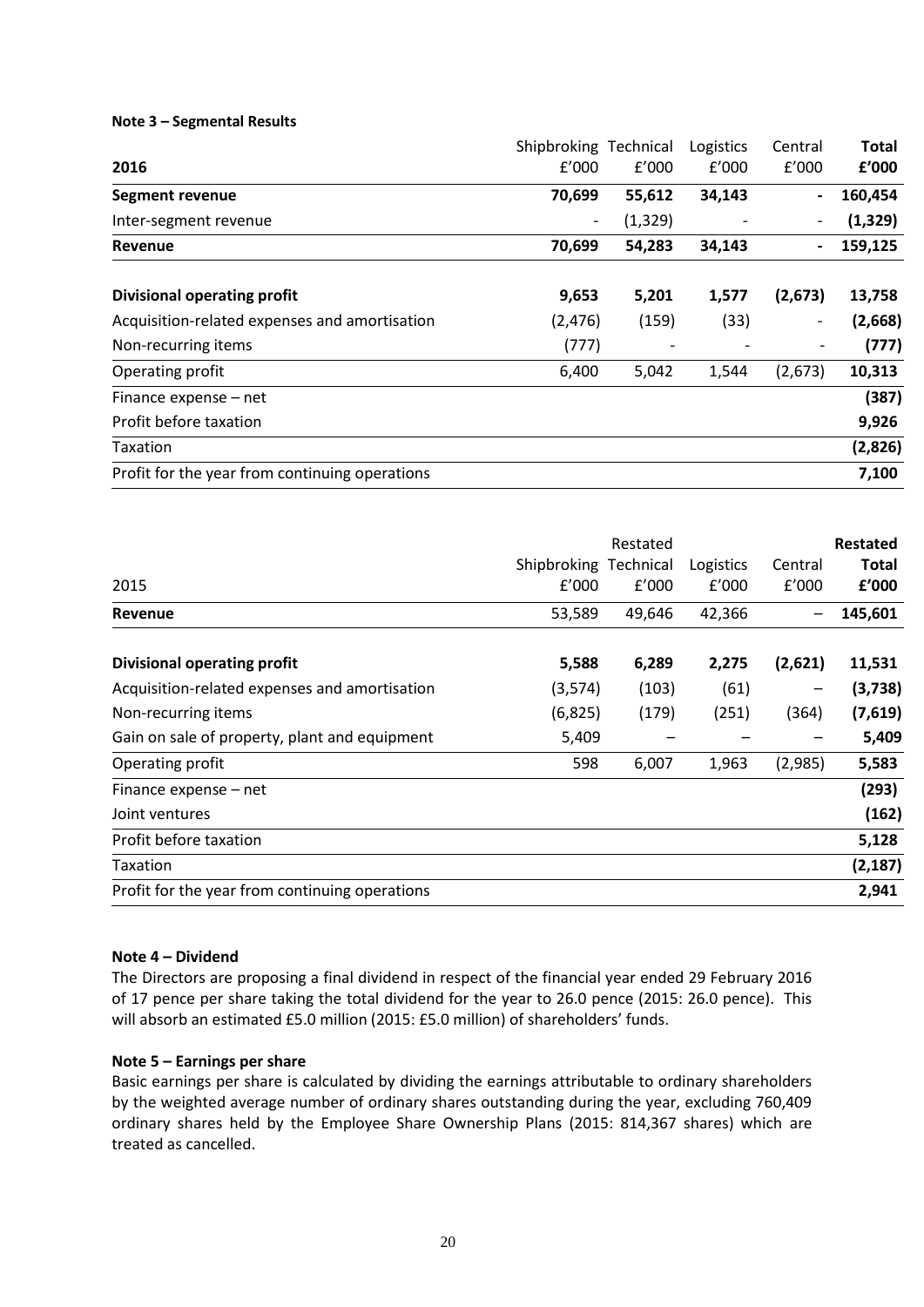**Note 3 – Segmental Results**

| 2016 | Shipbroking £'000 | Technical £'000 | Logistics £'000 | Central £'000 | **Total £'000** |
|---|---|---|---|---|---|
| **Segment revenue** | **70,699** | **55,612** | **34,143** | **-** | **160,454** |
| Inter-segment revenue | - | (1,329) | - | - | **(1,329)** |
| **Revenue** | **70,699** | **54,283** | **34,143** | **-** | **159,125** |
| | | | | | |
| **Divisional operating profit** | **9,653** | **5,201** | **1,577** | **(2,673)** | **13,758** |
| Acquisition-related expenses and amortisation | (2,476) | (159) | (33) | - | **(2,668)** |
| Non-recurring items | (777) | - | - | - | **(777)** |
| Operating profit | 6,400 | 5,042 | 1,544 | (2,673) | **10,313** |
| Finance expense – net | | | | | **(387)** |
| Profit before taxation | | | | | **9,926** |
| Taxation | | | | | **(2,826)** |
| Profit for the year from continuing operations | | | | | **7,100** |

| 2015 | Shipbroking £'000 | Restated Technical £'000 | Logistics £'000 | Central £'000 | **Restated Total £'000** |
|---|---|---|---|---|---|
| **Revenue** | 53,589 | 49,646 | 42,366 | – | **145,601** |
| | | | | | |
| **Divisional operating profit** | **5,588** | **6,289** | **2,275** | **(2,621)** | **11,531** |
| Acquisition-related expenses and amortisation | (3,574) | (103) | (61) | – | **(3,738)** |
| Non-recurring items | (6,825) | (179) | (251) | (364) | **(7,619)** |
| Gain on sale of property, plant and equipment | 5,409 | – | – | – | **5,409** |
| Operating profit | 598 | 6,007 | 1,963 | (2,985) | **5,583** |
| Finance expense – net | | | | | **(293)** |
| Joint ventures | | | | | **(162)** |
| Profit before taxation | | | | | **5,128** |
| Taxation | | | | | **(2,187)** |
| Profit for the year from continuing operations | | | | | **2,941** |

**Note 4 – Dividend**

The Directors are proposing a final dividend in respect of the financial year ended 29 February 2016 of 17 pence per share taking the total dividend for the year to 26.0 pence (2015: 26.0 pence). This will absorb an estimated £5.0 million (2015: £5.0 million) of shareholders' funds.

**Note 5 – Earnings per share**

Basic earnings per share is calculated by dividing the earnings attributable to ordinary shareholders by the weighted average number of ordinary shares outstanding during the year, excluding 760,409 ordinary shares held by the Employee Share Ownership Plans (2015: 814,367 shares) which are treated as cancelled.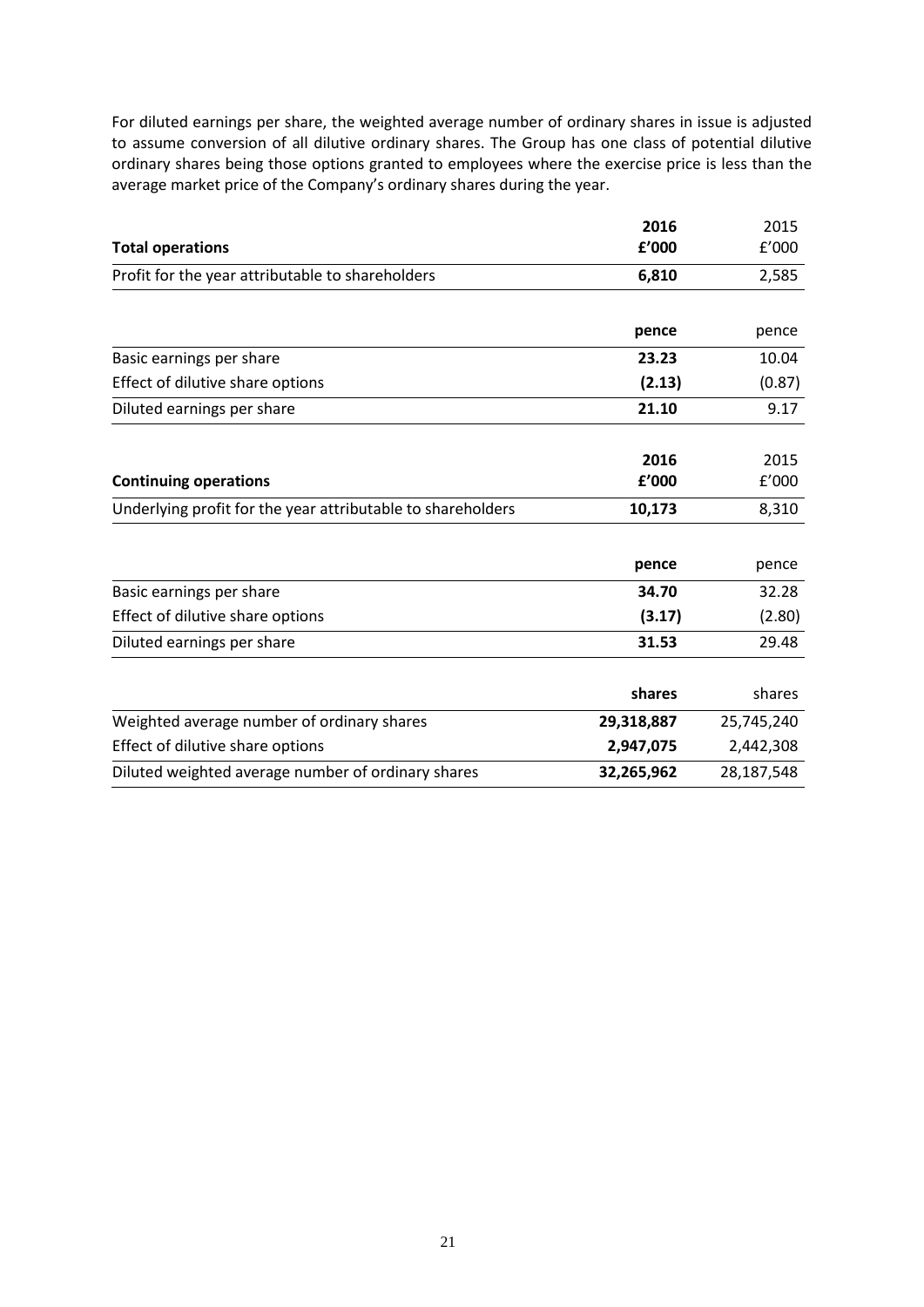For diluted earnings per share, the weighted average number of ordinary shares in issue is adjusted to assume conversion of all dilutive ordinary shares. The Group has one class of potential dilutive ordinary shares being those options granted to employees where the exercise price is less than the average market price of the Company's ordinary shares during the year.

| **Total operations** | **2016 £'000** | 2015 £'000 |
|---|---|---|
| Profit for the year attributable to shareholders | **6,810** | 2,585 |
| | **pence** | pence |
| Basic earnings per share | **23.23** | 10.04 |
| Effect of dilutive share options | **(2.13)** | (0.87) |
| Diluted earnings per share | **21.10** | 9.17 |

| **Continuing operations** | **2016 £'000** | 2015 £'000 |
|---|---|---|
| Underlying profit for the year attributable to shareholders | **10,173** | 8,310 |
| | **pence** | pence |
| Basic earnings per share | **34.70** | 32.28 |
| Effect of dilutive share options | **(3.17)** | (2.80) |
| Diluted earnings per share | **31.53** | 29.48 |

| | **shares** | shares |
|---|---|---|
| Weighted average number of ordinary shares | **29,318,887** | 25,745,240 |
| Effect of dilutive share options | **2,947,075** | 2,442,308 |
| Diluted weighted average number of ordinary shares | **32,265,962** | 28,187,548 |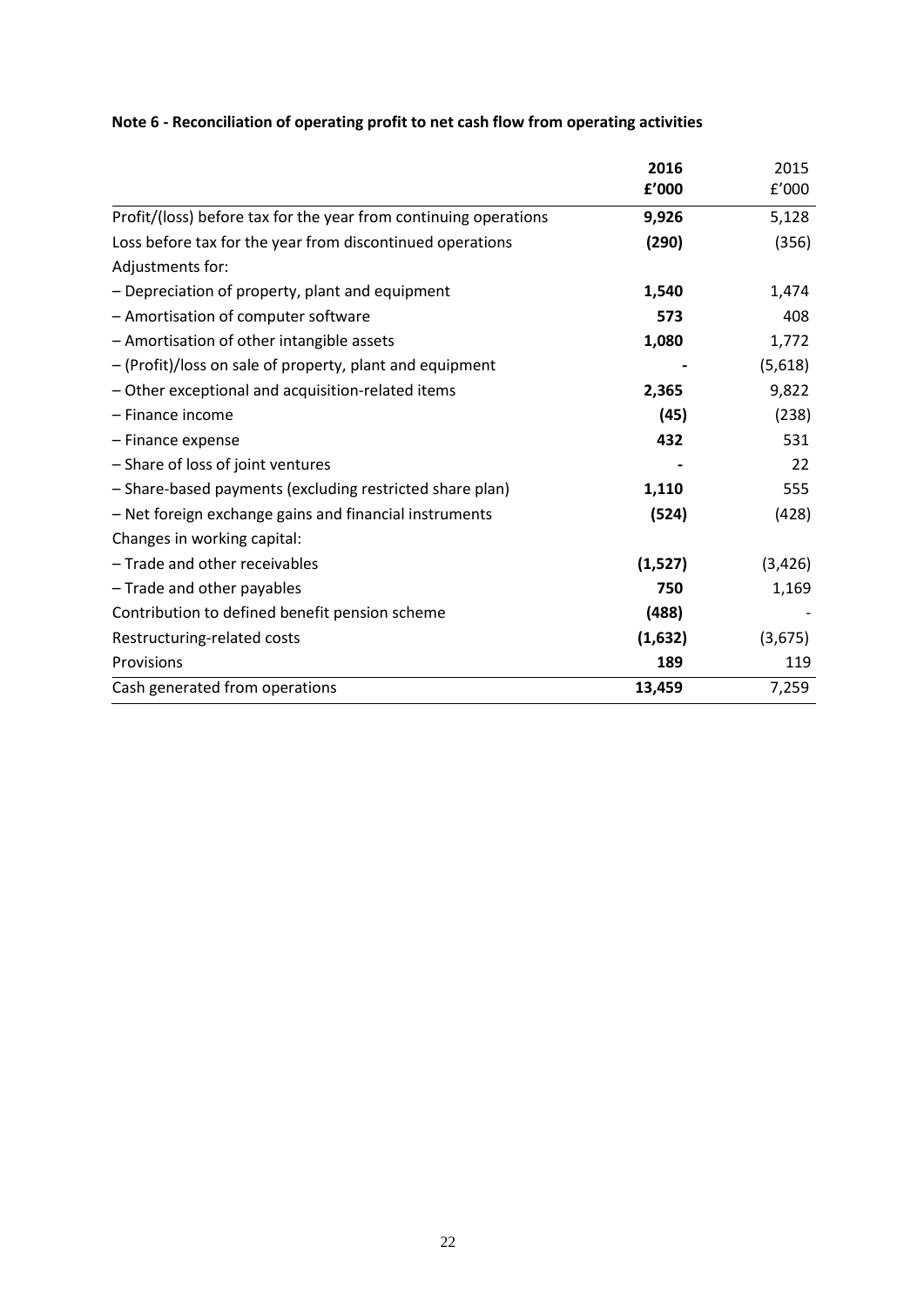**Note 6 - Reconciliation of operating profit to net cash flow from operating activities**

| | **2016** **£'000** | 2015 £'000 |
|---|---|---|
| Profit/(loss) before tax for the year from continuing operations | **9,926** | 5,128 |
| Loss before tax for the year from discontinued operations | **(290)** | (356) |
| Adjustments for: | | |
| – Depreciation of property, plant and equipment | **1,540** | 1,474 |
| – Amortisation of computer software | **573** | 408 |
| – Amortisation of other intangible assets | **1,080** | 1,772 |
| – (Profit)/loss on sale of property, plant and equipment | **-** | (5,618) |
| – Other exceptional and acquisition-related items | **2,365** | 9,822 |
| – Finance income | **(45)** | (238) |
| – Finance expense | **432** | 531 |
| – Share of loss of joint ventures | **-** | 22 |
| – Share-based payments (excluding restricted share plan) | **1,110** | 555 |
| – Net foreign exchange gains and financial instruments | **(524)** | (428) |
| Changes in working capital: | | |
| – Trade and other receivables | **(1,527)** | (3,426) |
| – Trade and other payables | **750** | 1,169 |
| Contribution to defined benefit pension scheme | **(488)** | - |
| Restructuring-related costs | **(1,632)** | (3,675) |
| Provisions | **189** | 119 |
| Cash generated from operations | **13,459** | 7,259 |